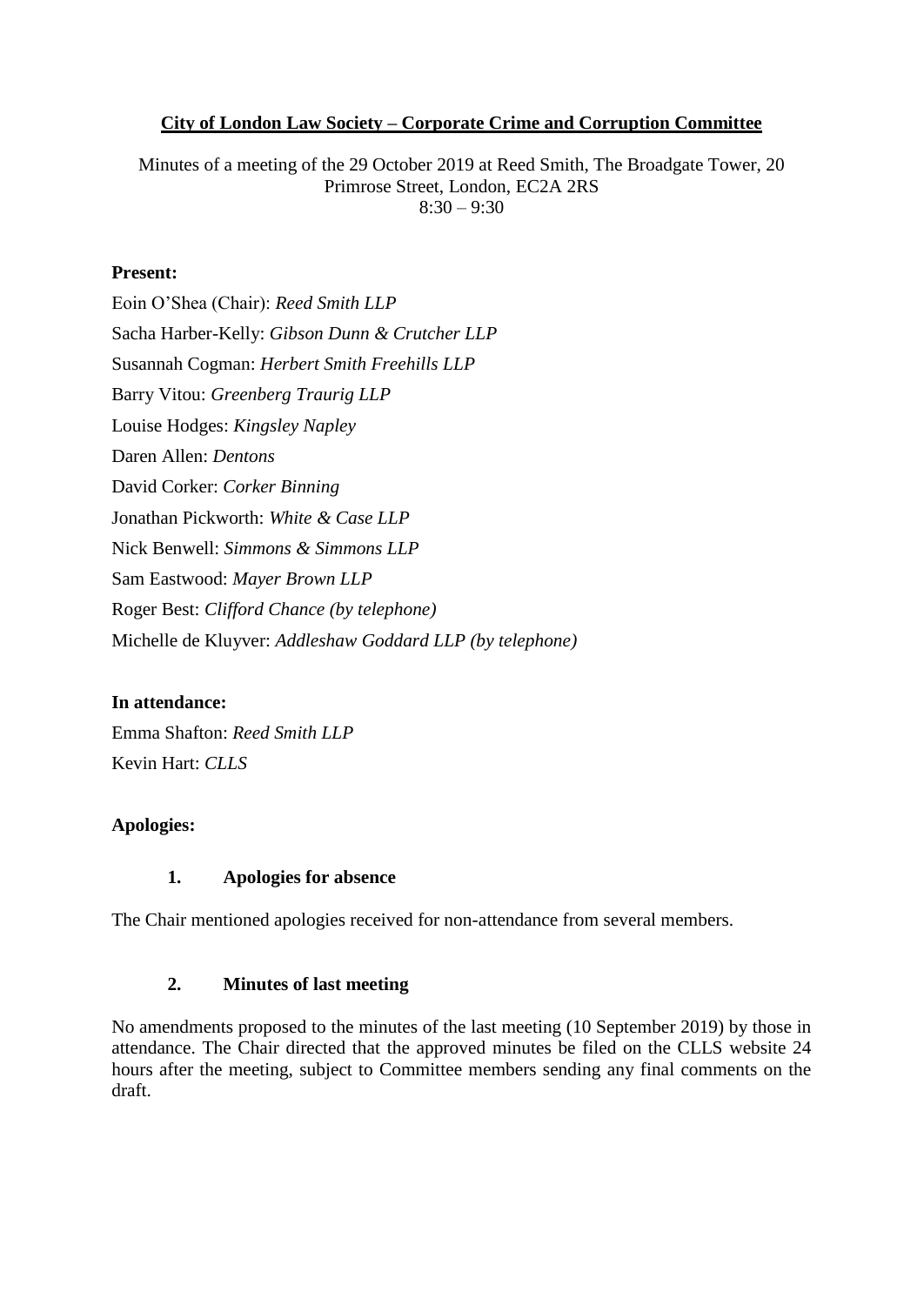**City of London Law Society – Corporate Crime and Corruption Committee**

Minutes of a meeting of the 29 October 2019 at Reed Smith, The Broadgate Tower, 20 Primrose Street, London, EC2A 2RS
8:30 – 9:30

**Present:**

Eoin O'Shea (Chair): *Reed Smith LLP*
Sacha Harber-Kelly: *Gibson Dunn & Crutcher LLP*
Susannah Cogman: *Herbert Smith Freehills LLP*
Barry Vitou: *Greenberg Traurig LLP*
Louise Hodges: *Kingsley Napley*
Daren Allen: *Dentons*
David Corker: *Corker Binning*
Jonathan Pickworth: *White & Case LLP*
Nick Benwell: *Simmons & Simmons LLP*
Sam Eastwood: *Mayer Brown LLP*
Roger Best: *Clifford Chance (by telephone)*
Michelle de Kluyver: *Addleshaw Goddard LLP (by telephone)*

**In attendance:**

Emma Shafton: *Reed Smith LLP*
Kevin Hart: *CLLS*

**Apologies:**

**1. Apologies for absence**

The Chair mentioned apologies received for non-attendance from several members.

**2. Minutes of last meeting**

No amendments proposed to the minutes of the last meeting (10 September 2019) by those in attendance. The Chair directed that the approved minutes be filed on the CLLS website 24 hours after the meeting, subject to Committee members sending any final comments on the draft.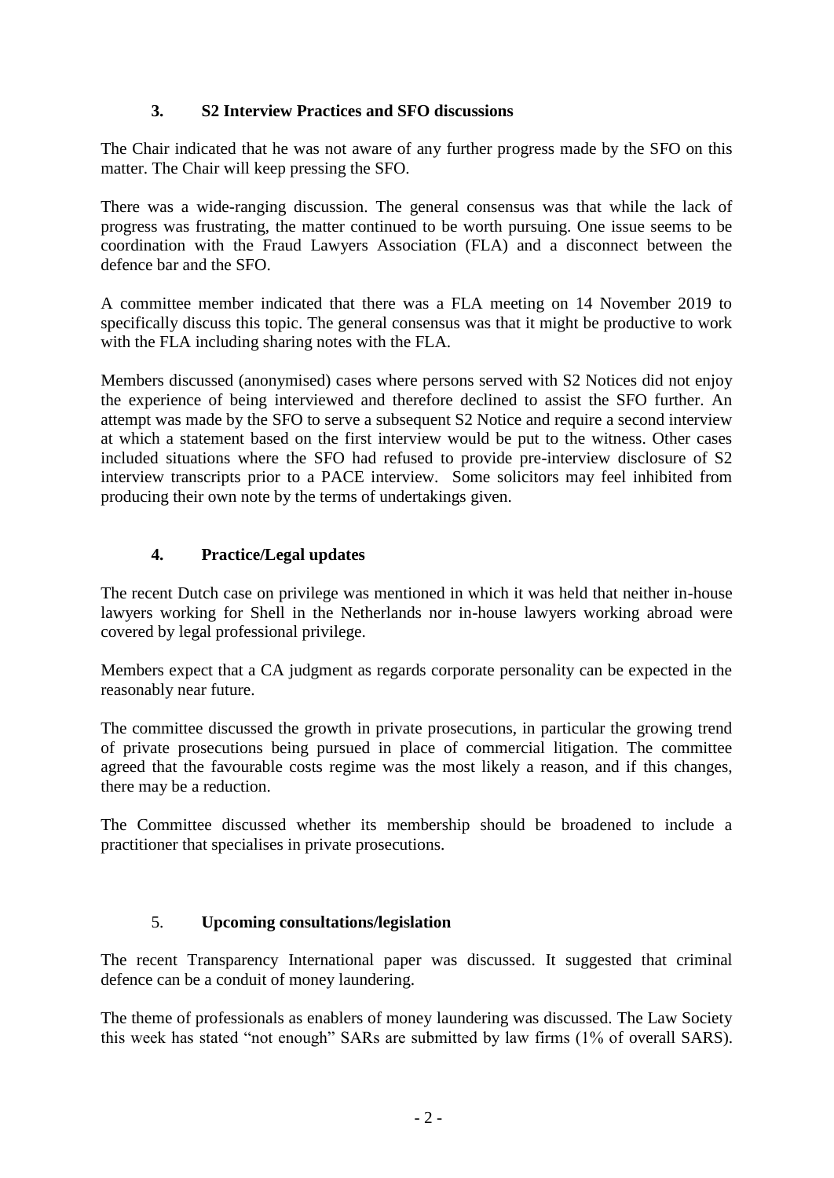## 3. S2 Interview Practices and SFO discussions

The Chair indicated that he was not aware of any further progress made by the SFO on this matter. The Chair will keep pressing the SFO.

There was a wide-ranging discussion. The general consensus was that while the lack of progress was frustrating, the matter continued to be worth pursuing. One issue seems to be coordination with the Fraud Lawyers Association (FLA) and a disconnect between the defence bar and the SFO.

A committee member indicated that there was a FLA meeting on 14 November 2019 to specifically discuss this topic. The general consensus was that it might be productive to work with the FLA including sharing notes with the FLA.

Members discussed (anonymised) cases where persons served with S2 Notices did not enjoy the experience of being interviewed and therefore declined to assist the SFO further. An attempt was made by the SFO to serve a subsequent S2 Notice and require a second interview at which a statement based on the first interview would be put to the witness. Other cases included situations where the SFO had refused to provide pre-interview disclosure of S2 interview transcripts prior to a PACE interview. Some solicitors may feel inhibited from producing their own note by the terms of undertakings given.

## 4. Practice/Legal updates

The recent Dutch case on privilege was mentioned in which it was held that neither in-house lawyers working for Shell in the Netherlands nor in-house lawyers working abroad were covered by legal professional privilege.

Members expect that a CA judgment as regards corporate personality can be expected in the reasonably near future.

The committee discussed the growth in private prosecutions, in particular the growing trend of private prosecutions being pursued in place of commercial litigation. The committee agreed that the favourable costs regime was the most likely a reason, and if this changes, there may be a reduction.

The Committee discussed whether its membership should be broadened to include a practitioner that specialises in private prosecutions.

## 5. Upcoming consultations/legislation

The recent Transparency International paper was discussed. It suggested that criminal defence can be a conduit of money laundering.

The theme of professionals as enablers of money laundering was discussed. The Law Society this week has stated "not enough" SARs are submitted by law firms (1% of overall SARS).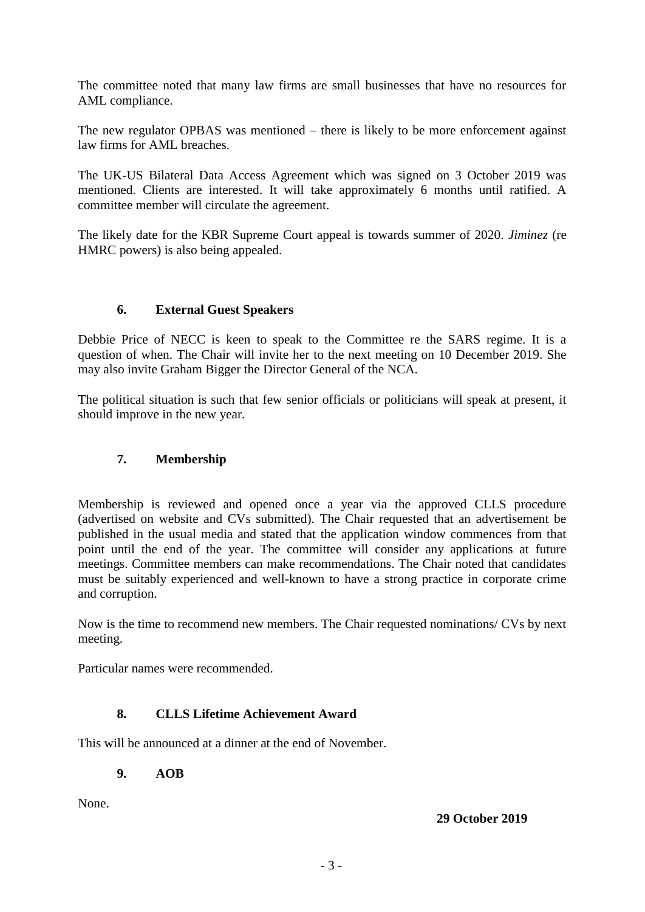The committee noted that many law firms are small businesses that have no resources for AML compliance.

The new regulator OPBAS was mentioned – there is likely to be more enforcement against law firms for AML breaches.

The UK-US Bilateral Data Access Agreement which was signed on 3 October 2019 was mentioned. Clients are interested. It will take approximately 6 months until ratified. A committee member will circulate the agreement.

The likely date for the KBR Supreme Court appeal is towards summer of 2020. *Jiminez* (re HMRC powers) is also being appealed.

## 6. External Guest Speakers

Debbie Price of NECC is keen to speak to the Committee re the SARS regime. It is a question of when. The Chair will invite her to the next meeting on 10 December 2019. She may also invite Graham Bigger the Director General of the NCA.

The political situation is such that few senior officials or politicians will speak at present, it should improve in the new year.

## 7. Membership

Membership is reviewed and opened once a year via the approved CLLS procedure (advertised on website and CVs submitted). The Chair requested that an advertisement be published in the usual media and stated that the application window commences from that point until the end of the year. The committee will consider any applications at future meetings. Committee members can make recommendations. The Chair noted that candidates must be suitably experienced and well-known to have a strong practice in corporate crime and corruption.

Now is the time to recommend new members. The Chair requested nominations/ CVs by next meeting.

Particular names were recommended.

## 8. CLLS Lifetime Achievement Award

This will be announced at a dinner at the end of November.

## 9. AOB

None.

**29 October 2019**